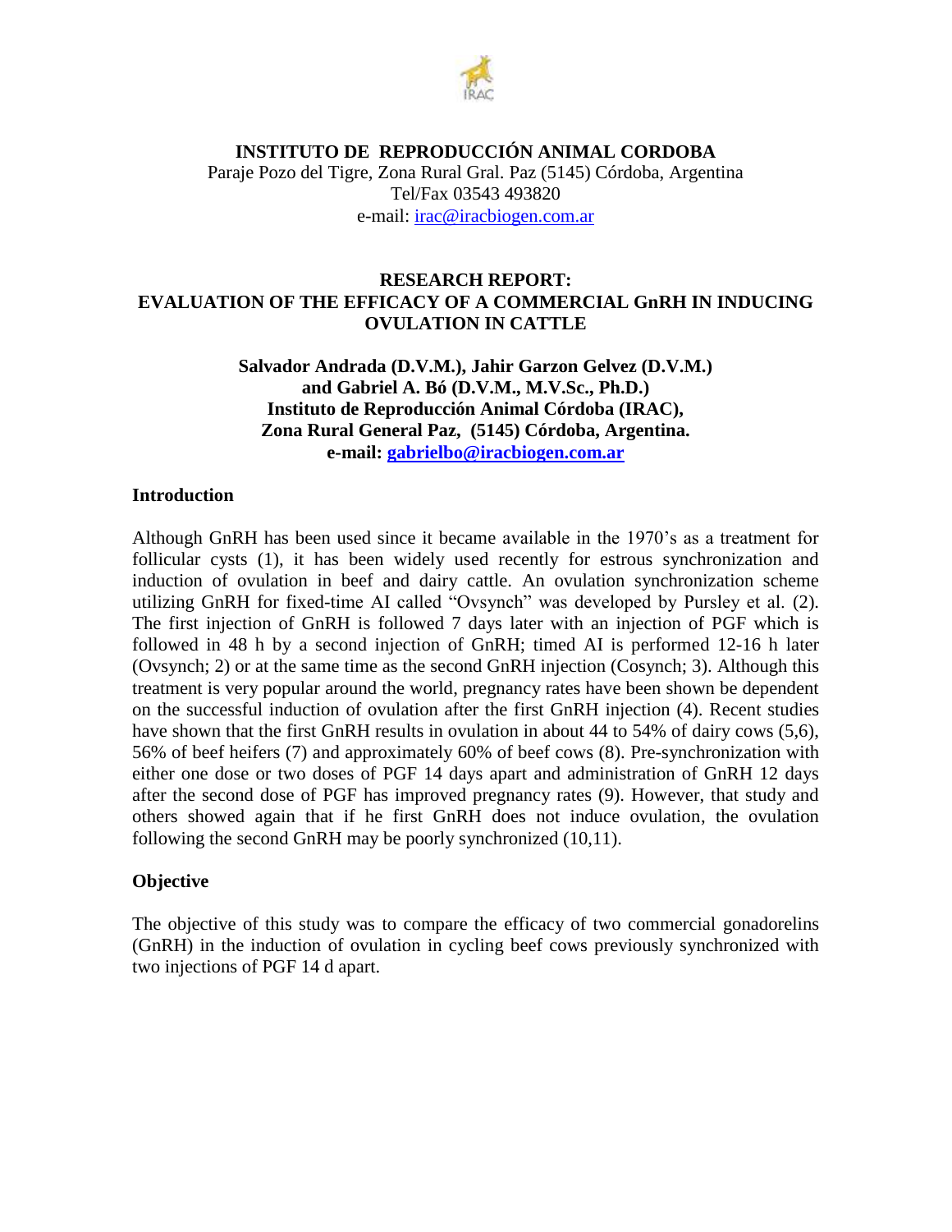**INSTITUTO DE REPRODUCCIÓN ANIMAL CORDOBA**
Paraje Pozo del Tigre, Zona Rural Gral. Paz (5145) Córdoba, Argentina
Tel/Fax 03543 493820
e-mail: irac@iracbiogen.com.ar

# RESEARCH REPORT: EVALUATION OF THE EFFICACY OF A COMMERCIAL GnRH IN INDUCING OVULATION IN CATTLE

**Salvador Andrada (D.V.M.), Jahir Garzon Gelvez (D.V.M.) and Gabriel A. Bó (D.V.M., M.V.Sc., Ph.D.)**
**Instituto de Reproducción Animal Córdoba (IRAC), Zona Rural General Paz, (5145) Córdoba, Argentina.**
**e-mail: gabrielbo@iracbiogen.com.ar**

## Introduction

Although GnRH has been used since it became available in the 1970's as a treatment for follicular cysts (1), it has been widely used recently for estrous synchronization and induction of ovulation in beef and dairy cattle. An ovulation synchronization scheme utilizing GnRH for fixed-time AI called "Ovsynch" was developed by Pursley et al. (2). The first injection of GnRH is followed 7 days later with an injection of PGF which is followed in 48 h by a second injection of GnRH; timed AI is performed 12-16 h later (Ovsynch; 2) or at the same time as the second GnRH injection (Cosynch; 3). Although this treatment is very popular around the world, pregnancy rates have been shown be dependent on the successful induction of ovulation after the first GnRH injection (4). Recent studies have shown that the first GnRH results in ovulation in about 44 to 54% of dairy cows (5,6), 56% of beef heifers (7) and approximately 60% of beef cows (8). Pre-synchronization with either one dose or two doses of PGF 14 days apart and administration of GnRH 12 days after the second dose of PGF has improved pregnancy rates (9). However, that study and others showed again that if he first GnRH does not induce ovulation, the ovulation following the second GnRH may be poorly synchronized (10,11).

## Objective

The objective of this study was to compare the efficacy of two commercial gonadorelins (GnRH) in the induction of ovulation in cycling beef cows previously synchronized with two injections of PGF 14 d apart.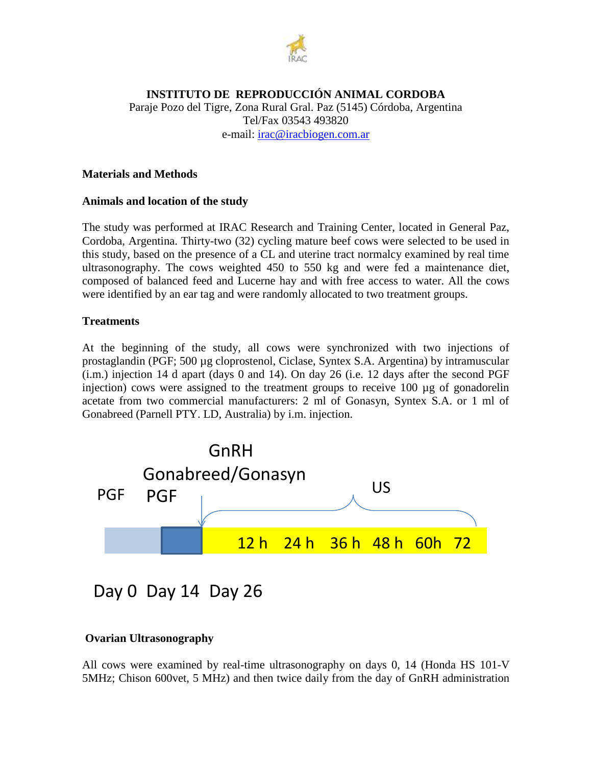**INSTITUTO DE REPRODUCCIÓN ANIMAL CORDOBA**
Paraje Pozo del Tigre, Zona Rural Gral. Paz (5145) Córdoba, Argentina
Tel/Fax 03543 493820
e-mail: irac@iracbiogen.com.ar

## Materials and Methods

### Animals and location of the study

The study was performed at IRAC Research and Training Center, located in General Paz, Cordoba, Argentina. Thirty-two (32) cycling mature beef cows were selected to be used in this study, based on the presence of a CL and uterine tract normalcy examined by real time ultrasonography. The cows weighted 450 to 550 kg and were fed a maintenance diet, composed of balanced feed and Lucerne hay and with free access to water. All the cows were identified by an ear tag and were randomly allocated to two treatment groups.

### Treatments

At the beginning of the study, all cows were synchronized with two injections of prostaglandin (PGF; 500 µg cloprostenol, Ciclase, Syntex S.A. Argentina) by intramuscular (i.m.) injection 14 d apart (days 0 and 14). On day 26 (i.e. 12 days after the second PGF injection) cows were assigned to the treatment groups to receive 100 µg of gonadorelin acetate from two commercial manufacturers: 2 ml of Gonasyn, Syntex S.A. or 1 ml of Gonabreed (Parnell PTY. LD, Australia) by i.m. injection.

GnRH
Gonabreed/Gonasyn

PGF PGF US

12 h 24 h 36 h 48 h 60h 72

Day 0 Day 14 Day 26

### Ovarian Ultrasonography

All cows were examined by real-time ultrasonography on days 0, 14 (Honda HS 101-V 5MHz; Chison 600vet, 5 MHz) and then twice daily from the day of GnRH administration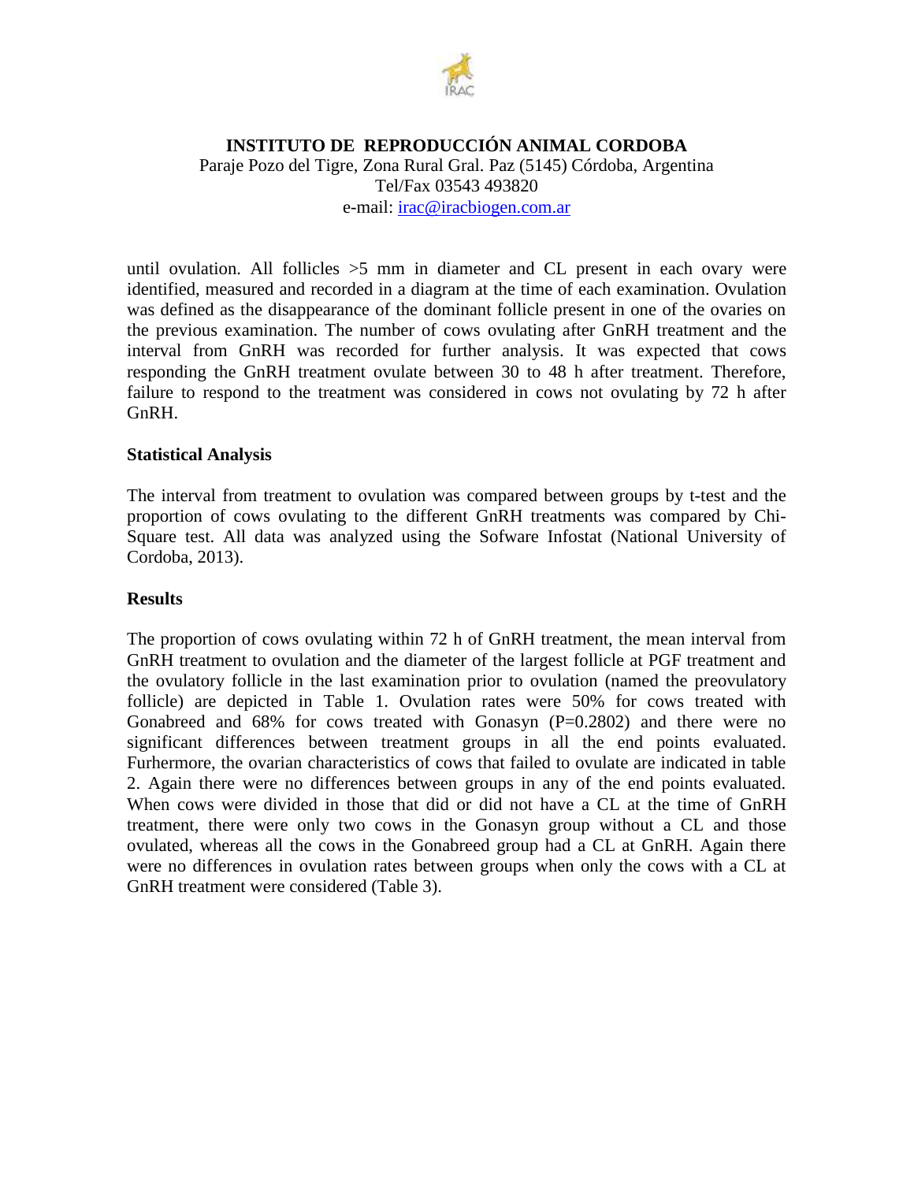until ovulation. All follicles >5 mm in diameter and CL present in each ovary were identified, measured and recorded in a diagram at the time of each examination. Ovulation was defined as the disappearance of the dominant follicle present in one of the ovaries on the previous examination. The number of cows ovulating after GnRH treatment and the interval from GnRH was recorded for further analysis. It was expected that cows responding the GnRH treatment ovulate between 30 to 48 h after treatment. Therefore, failure to respond to the treatment was considered in cows not ovulating by 72 h after GnRH.

## Statistical Analysis

The interval from treatment to ovulation was compared between groups by t-test and the proportion of cows ovulating to the different GnRH treatments was compared by Chi-Square test. All data was analyzed using the Sofware Infostat (National University of Cordoba, 2013).

## Results

The proportion of cows ovulating within 72 h of GnRH treatment, the mean interval from GnRH treatment to ovulation and the diameter of the largest follicle at PGF treatment and the ovulatory follicle in the last examination prior to ovulation (named the preovulatory follicle) are depicted in Table 1. Ovulation rates were 50% for cows treated with Gonabreed and 68% for cows treated with Gonasyn (P=0.2802) and there were no significant differences between treatment groups in all the end points evaluated. Furhermore, the ovarian characteristics of cows that failed to ovulate are indicated in table 2. Again there were no differences between groups in any of the end points evaluated. When cows were divided in those that did or did not have a CL at the time of GnRH treatment, there were only two cows in the Gonasyn group without a CL and those ovulated, whereas all the cows in the Gonabreed group had a CL at GnRH. Again there were no differences in ovulation rates between groups when only the cows with a CL at GnRH treatment were considered (Table 3).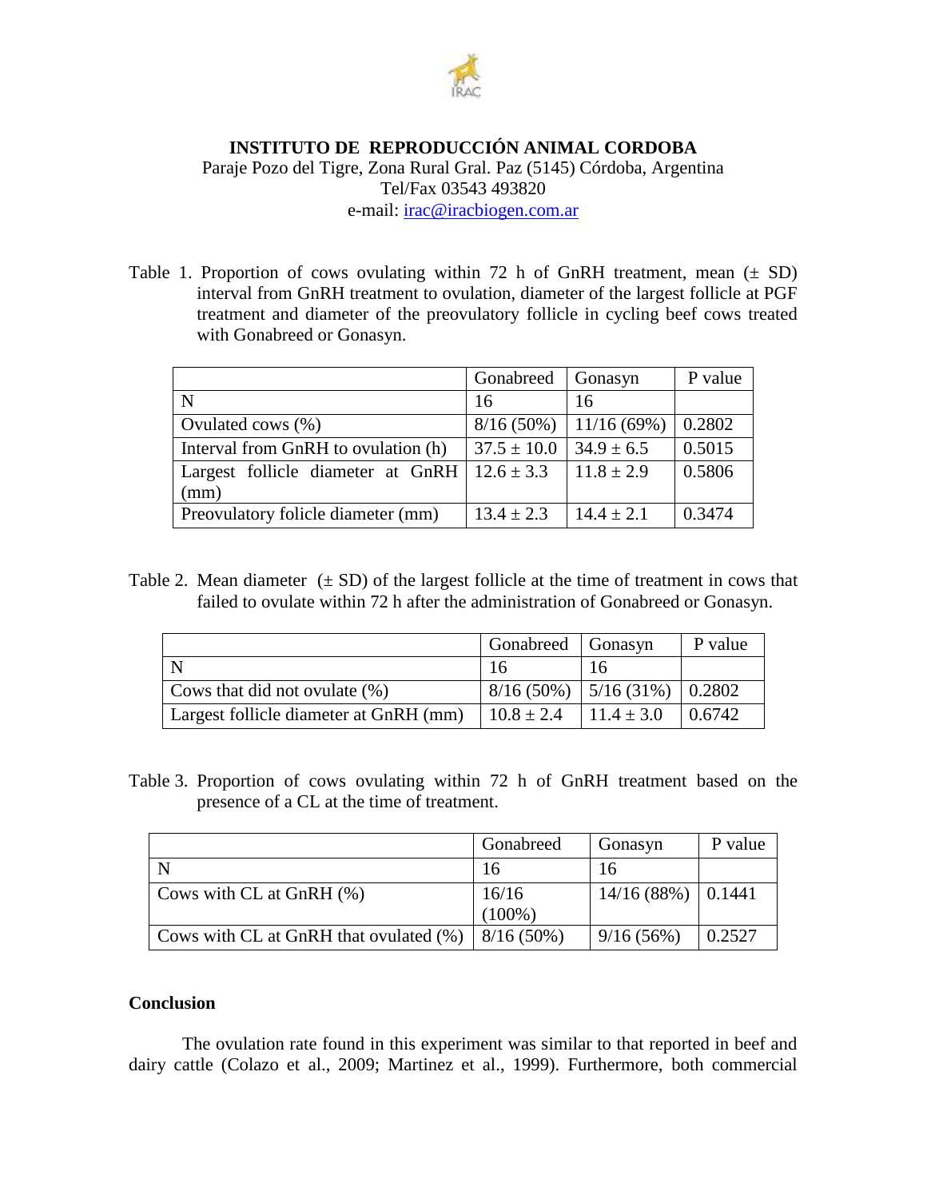**INSTITUTO DE REPRODUCCIÓN ANIMAL CORDOBA**

Paraje Pozo del Tigre, Zona Rural Gral. Paz (5145) Córdoba, Argentina
Tel/Fax 03543 493820
e-mail: irac@iracbiogen.com.ar

Table 1. Proportion of cows ovulating within 72 h of GnRH treatment, mean (± SD) interval from GnRH treatment to ovulation, diameter of the largest follicle at PGF treatment and diameter of the preovulatory follicle in cycling beef cows treated with Gonabreed or Gonasyn.

| | Gonabreed | Gonasyn | P value |
|---|---|---|---|
| N | 16 | 16 | |
| Ovulated cows (%) | 8/16 (50%) | 11/16 (69%) | 0.2802 |
| Interval from GnRH to ovulation (h) | 37.5 ± 10.0 | 34.9 ± 6.5 | 0.5015 |
| Largest follicle diameter at GnRH (mm) | 12.6 ± 3.3 | 11.8 ± 2.9 | 0.5806 |
| Preovulatory folicle diameter (mm) | 13.4 ± 2.3 | 14.4 ± 2.1 | 0.3474 |

Table 2. Mean diameter (± SD) of the largest follicle at the time of treatment in cows that failed to ovulate within 72 h after the administration of Gonabreed or Gonasyn.

| | Gonabreed | Gonasyn | P value |
|---|---|---|---|
| N | 16 | 16 | |
| Cows that did not ovulate (%) | 8/16 (50%) | 5/16 (31%) | 0.2802 |
| Largest follicle diameter at GnRH (mm) | 10.8 ± 2.4 | 11.4 ± 3.0 | 0.6742 |

Table 3. Proportion of cows ovulating within 72 h of GnRH treatment based on the presence of a CL at the time of treatment.

| | Gonabreed | Gonasyn | P value |
|---|---|---|---|
| N | 16 | 16 | |
| Cows with CL at GnRH (%) | 16/16 (100%) | 14/16 (88%) | 0.1441 |
| Cows with CL at GnRH that ovulated (%) | 8/16 (50%) | 9/16 (56%) | 0.2527 |

**Conclusion**

The ovulation rate found in this experiment was similar to that reported in beef and dairy cattle (Colazo et al., 2009; Martinez et al., 1999). Furthermore, both commercial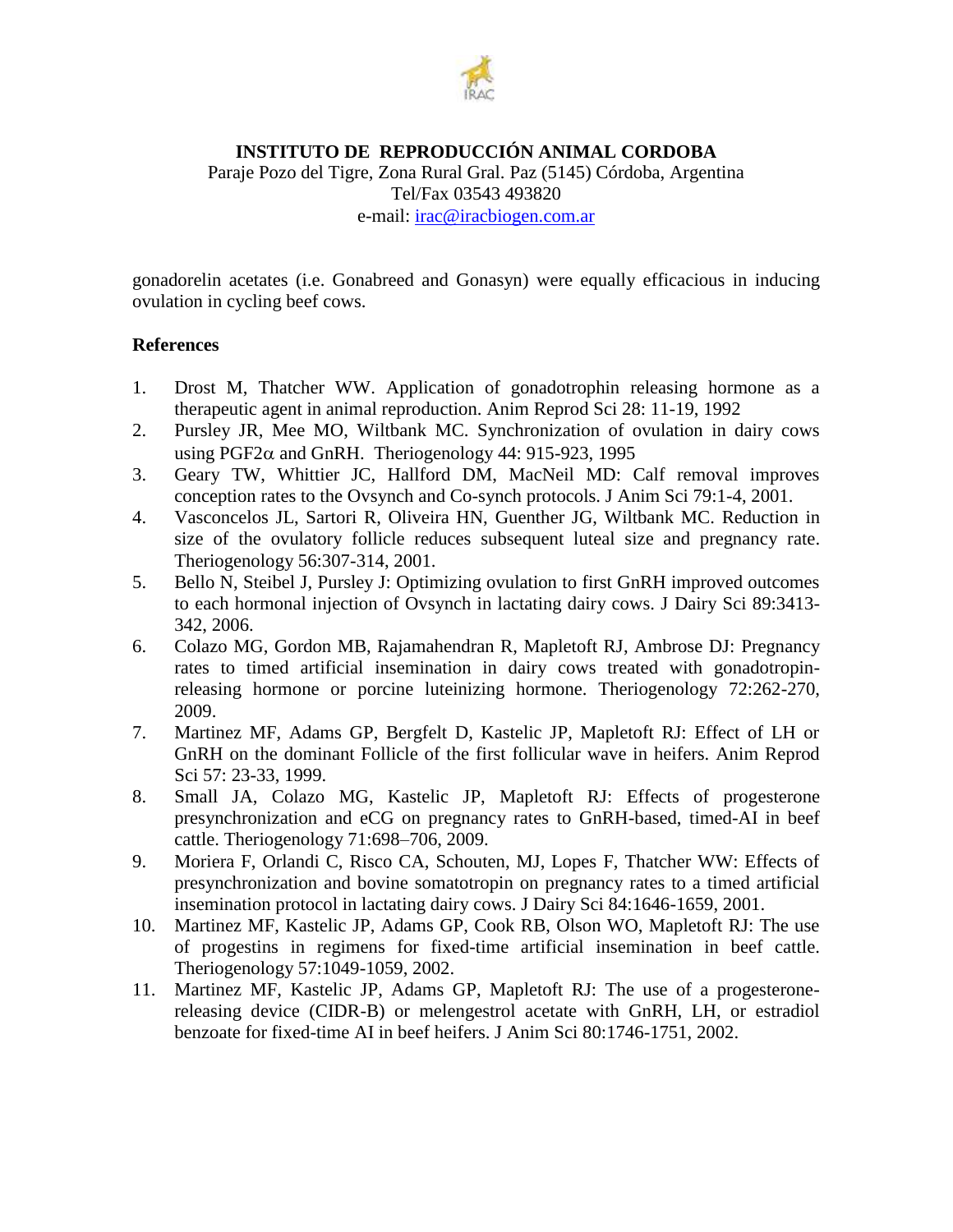gonadorelin acetates (i.e. Gonabreed and Gonasyn) were equally efficacious in inducing ovulation in cycling beef cows.

## References

1. Drost M, Thatcher WW. Application of gonadotrophin releasing hormone as a therapeutic agent in animal reproduction. Anim Reprod Sci 28: 11-19, 1992
2. Pursley JR, Mee MO, Wiltbank MC. Synchronization of ovulation in dairy cows using PGF2$\alpha$ and GnRH. Theriogenology 44: 915-923, 1995
3. Geary TW, Whittier JC, Hallford DM, MacNeil MD: Calf removal improves conception rates to the Ovsynch and Co-synch protocols. J Anim Sci 79:1-4, 2001.
4. Vasconcelos JL, Sartori R, Oliveira HN, Guenther JG, Wiltbank MC. Reduction in size of the ovulatory follicle reduces subsequent luteal size and pregnancy rate. Theriogenology 56:307-314, 2001.
5. Bello N, Steibel J, Pursley J: Optimizing ovulation to first GnRH improved outcomes to each hormonal injection of Ovsynch in lactating dairy cows. J Dairy Sci 89:3413-342, 2006.
6. Colazo MG, Gordon MB, Rajamahendran R, Mapletoft RJ, Ambrose DJ: Pregnancy rates to timed artificial insemination in dairy cows treated with gonadotropin-releasing hormone or porcine luteinizing hormone. Theriogenology 72:262-270, 2009.
7. Martinez MF, Adams GP, Bergfelt D, Kastelic JP, Mapletoft RJ: Effect of LH or GnRH on the dominant Follicle of the first follicular wave in heifers. Anim Reprod Sci 57: 23-33, 1999.
8. Small JA, Colazo MG, Kastelic JP, Mapletoft RJ: Effects of progesterone presynchronization and eCG on pregnancy rates to GnRH-based, timed-AI in beef cattle. Theriogenology 71:698–706, 2009.
9. Moriera F, Orlandi C, Risco CA, Schouten, MJ, Lopes F, Thatcher WW: Effects of presynchronization and bovine somatotropin on pregnancy rates to a timed artificial insemination protocol in lactating dairy cows. J Dairy Sci 84:1646-1659, 2001.
10. Martinez MF, Kastelic JP, Adams GP, Cook RB, Olson WO, Mapletoft RJ: The use of progestins in regimens for fixed-time artificial insemination in beef cattle. Theriogenology 57:1049-1059, 2002.
11. Martinez MF, Kastelic JP, Adams GP, Mapletoft RJ: The use of a progesterone-releasing device (CIDR-B) or melengestrol acetate with GnRH, LH, or estradiol benzoate for fixed-time AI in beef heifers. J Anim Sci 80:1746-1751, 2002.